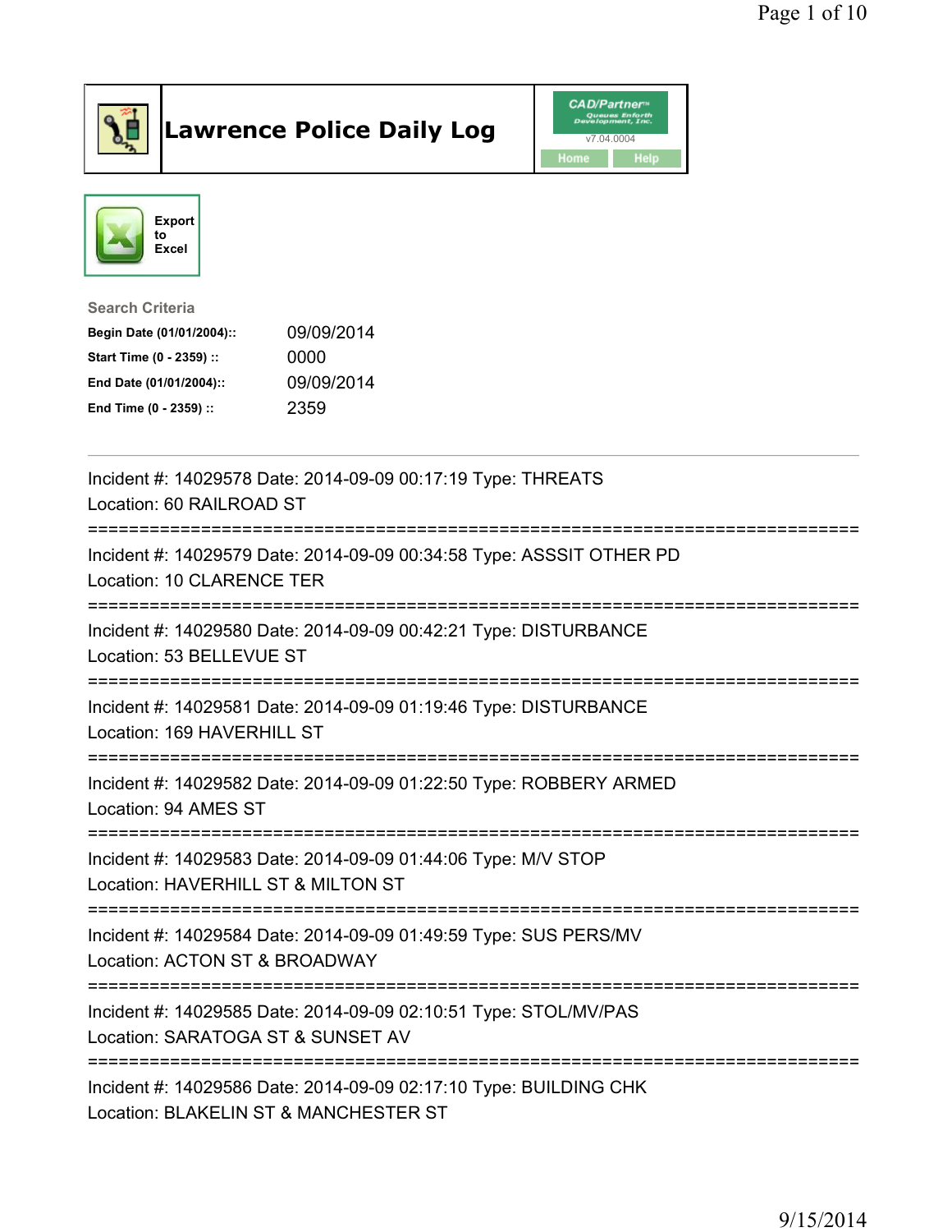# Lawrence Police Daily Log

CAD/Partner™ v7.04.0004

Home Help

Export to Excel

**Search Criteria**

| | |
|---|---|
| **Begin Date (01/01/2004)::** | 09/09/2014 |
| **Start Time (0 - 2359) ::** | 0000 |
| **End Date (01/01/2004)::** | 09/09/2014 |
| **End Time (0 - 2359) ::** | 2359 |

---

Incident #: 14029578 Date: 2014-09-09 00:17:19 Type: THREATS
Location: 60 RAILROAD ST

===========================================================================

Incident #: 14029579 Date: 2014-09-09 00:34:58 Type: ASSSIT OTHER PD
Location: 10 CLARENCE TER

===========================================================================

Incident #: 14029580 Date: 2014-09-09 00:42:21 Type: DISTURBANCE
Location: 53 BELLEVUE ST

===========================================================================

Incident #: 14029581 Date: 2014-09-09 01:19:46 Type: DISTURBANCE
Location: 169 HAVERHILL ST

===========================================================================

Incident #: 14029582 Date: 2014-09-09 01:22:50 Type: ROBBERY ARMED
Location: 94 AMES ST

===========================================================================

Incident #: 14029583 Date: 2014-09-09 01:44:06 Type: M/V STOP
Location: HAVERHILL ST & MILTON ST

===========================================================================

Incident #: 14029584 Date: 2014-09-09 01:49:59 Type: SUS PERS/MV
Location: ACTON ST & BROADWAY

===========================================================================

Incident #: 14029585 Date: 2014-09-09 02:10:51 Type: STOL/MV/PAS
Location: SARATOGA ST & SUNSET AV

===========================================================================

Incident #: 14029586 Date: 2014-09-09 02:17:10 Type: BUILDING CHK
Location: BLAKELIN ST & MANCHESTER ST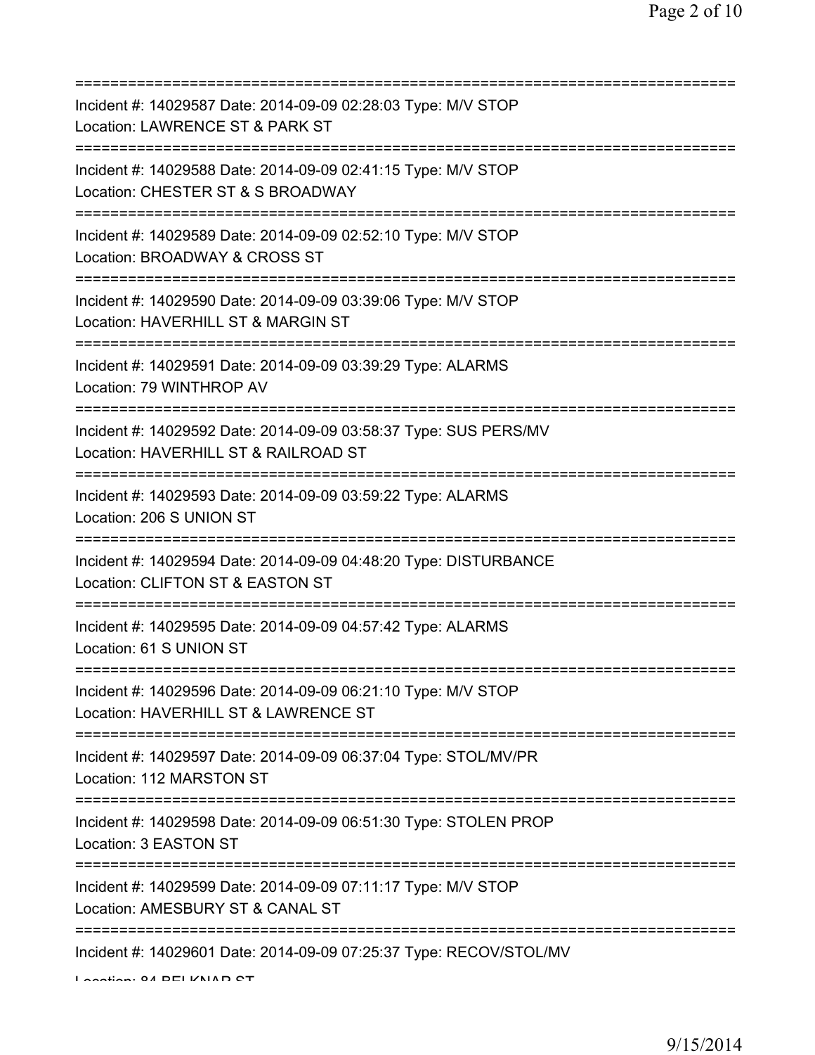===========================================================================
Incident #: 14029587 Date: 2014-09-09 02:28:03 Type: M/V STOP
Location: LAWRENCE ST & PARK ST
===========================================================================
Incident #: 14029588 Date: 2014-09-09 02:41:15 Type: M/V STOP
Location: CHESTER ST & S BROADWAY
===========================================================================
Incident #: 14029589 Date: 2014-09-09 02:52:10 Type: M/V STOP
Location: BROADWAY & CROSS ST
===========================================================================
Incident #: 14029590 Date: 2014-09-09 03:39:06 Type: M/V STOP
Location: HAVERHILL ST & MARGIN ST
===========================================================================
Incident #: 14029591 Date: 2014-09-09 03:39:29 Type: ALARMS
Location: 79 WINTHROP AV
===========================================================================
Incident #: 14029592 Date: 2014-09-09 03:58:37 Type: SUS PERS/MV
Location: HAVERHILL ST & RAILROAD ST
===========================================================================
Incident #: 14029593 Date: 2014-09-09 03:59:22 Type: ALARMS
Location: 206 S UNION ST
===========================================================================
Incident #: 14029594 Date: 2014-09-09 04:48:20 Type: DISTURBANCE
Location: CLIFTON ST & EASTON ST
===========================================================================
Incident #: 14029595 Date: 2014-09-09 04:57:42 Type: ALARMS
Location: 61 S UNION ST
===========================================================================
Incident #: 14029596 Date: 2014-09-09 06:21:10 Type: M/V STOP
Location: HAVERHILL ST & LAWRENCE ST
===========================================================================
Incident #: 14029597 Date: 2014-09-09 06:37:04 Type: STOL/MV/PR
Location: 112 MARSTON ST
===========================================================================
Incident #: 14029598 Date: 2014-09-09 06:51:30 Type: STOLEN PROP
Location: 3 EASTON ST
===========================================================================
Incident #: 14029599 Date: 2014-09-09 07:11:17 Type: M/V STOP
Location: AMESBURY ST & CANAL ST
===========================================================================
Incident #: 14029601 Date: 2014-09-09 07:25:37 Type: RECOV/STOL/MV
Location: 84 BELKNAP ST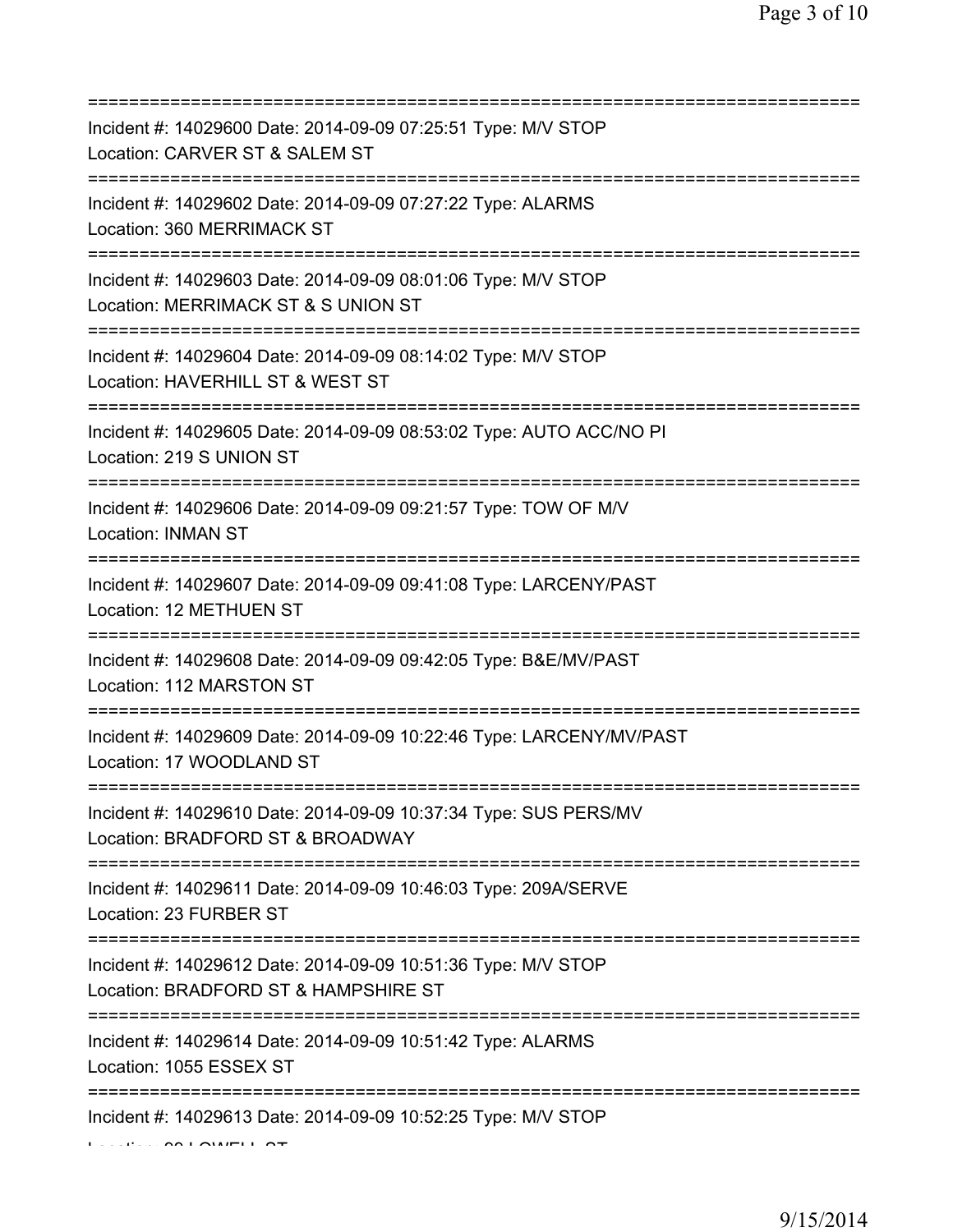===========================================================================

Incident #: 14029600 Date: 2014-09-09 07:25:51 Type: M/V STOP
Location: CARVER ST & SALEM ST

===========================================================================

Incident #: 14029602 Date: 2014-09-09 07:27:22 Type: ALARMS
Location: 360 MERRIMACK ST

===========================================================================

Incident #: 14029603 Date: 2014-09-09 08:01:06 Type: M/V STOP
Location: MERRIMACK ST & S UNION ST

===========================================================================

Incident #: 14029604 Date: 2014-09-09 08:14:02 Type: M/V STOP
Location: HAVERHILL ST & WEST ST

===========================================================================

Incident #: 14029605 Date: 2014-09-09 08:53:02 Type: AUTO ACC/NO PI
Location: 219 S UNION ST

===========================================================================

Incident #: 14029606 Date: 2014-09-09 09:21:57 Type: TOW OF M/V
Location: INMAN ST

===========================================================================

Incident #: 14029607 Date: 2014-09-09 09:41:08 Type: LARCENY/PAST
Location: 12 METHUEN ST

===========================================================================

Incident #: 14029608 Date: 2014-09-09 09:42:05 Type: B&E/MV/PAST
Location: 112 MARSTON ST

===========================================================================

Incident #: 14029609 Date: 2014-09-09 10:22:46 Type: LARCENY/MV/PAST
Location: 17 WOODLAND ST

===========================================================================

Incident #: 14029610 Date: 2014-09-09 10:37:34 Type: SUS PERS/MV
Location: BRADFORD ST & BROADWAY

===========================================================================

Incident #: 14029611 Date: 2014-09-09 10:46:03 Type: 209A/SERVE
Location: 23 FURBER ST

===========================================================================

Incident #: 14029612 Date: 2014-09-09 10:51:36 Type: M/V STOP
Location: BRADFORD ST & HAMPSHIRE ST

===========================================================================

Incident #: 14029614 Date: 2014-09-09 10:51:42 Type: ALARMS
Location: 1055 ESSEX ST

===========================================================================

Incident #: 14029613 Date: 2014-09-09 10:52:25 Type: M/V STOP
Location: 90 LOWELL ST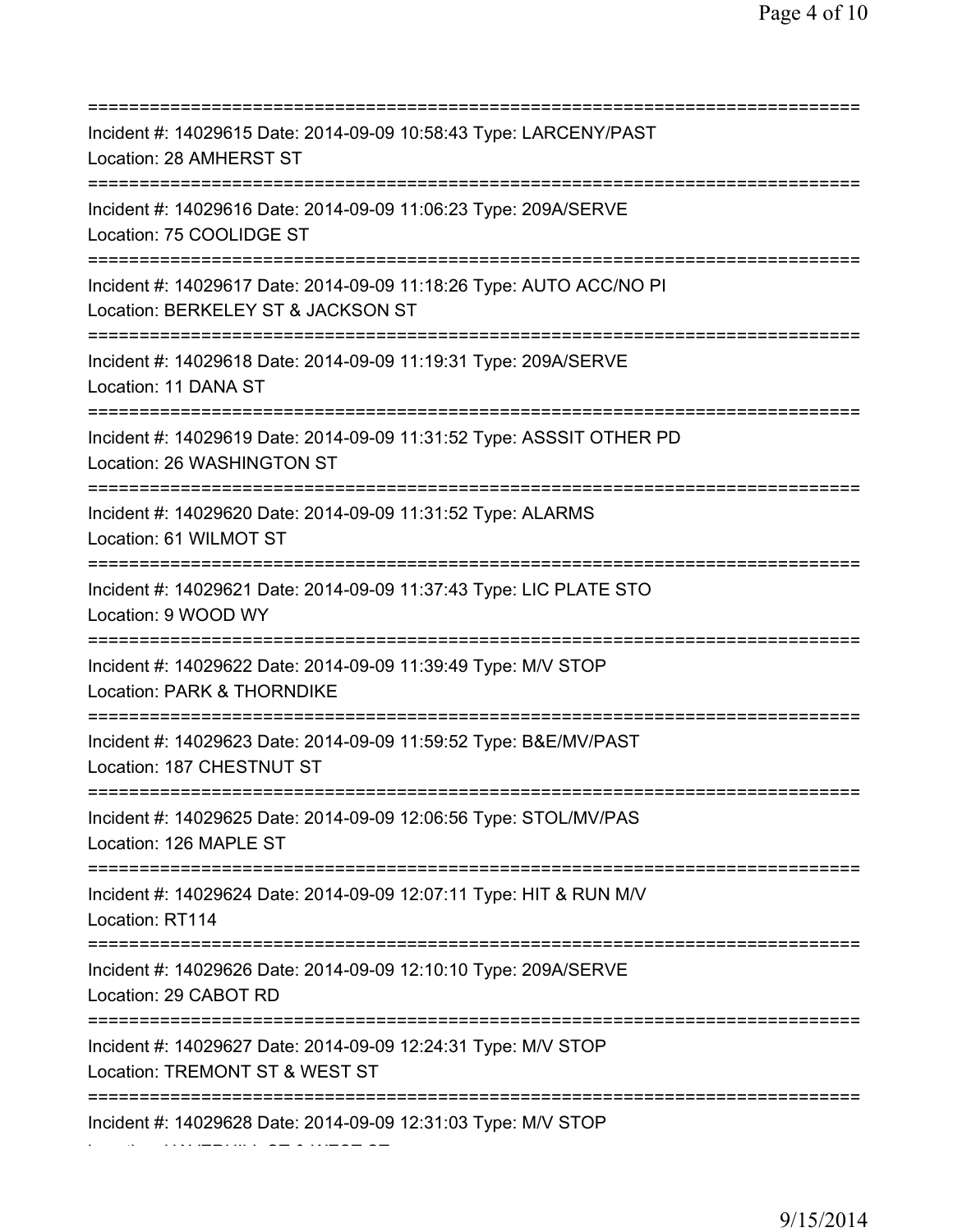===========================================================================
Incident #: 14029615 Date: 2014-09-09 10:58:43 Type: LARCENY/PAST
Location: 28 AMHERST ST
===========================================================================
Incident #: 14029616 Date: 2014-09-09 11:06:23 Type: 209A/SERVE
Location: 75 COOLIDGE ST
===========================================================================
Incident #: 14029617 Date: 2014-09-09 11:18:26 Type: AUTO ACC/NO PI
Location: BERKELEY ST & JACKSON ST
===========================================================================
Incident #: 14029618 Date: 2014-09-09 11:19:31 Type: 209A/SERVE
Location: 11 DANA ST
===========================================================================
Incident #: 14029619 Date: 2014-09-09 11:31:52 Type: ASSSIT OTHER PD
Location: 26 WASHINGTON ST
===========================================================================
Incident #: 14029620 Date: 2014-09-09 11:31:52 Type: ALARMS
Location: 61 WILMOT ST
===========================================================================
Incident #: 14029621 Date: 2014-09-09 11:37:43 Type: LIC PLATE STO
Location: 9 WOOD WY
===========================================================================
Incident #: 14029622 Date: 2014-09-09 11:39:49 Type: M/V STOP
Location: PARK & THORNDIKE
===========================================================================
Incident #: 14029623 Date: 2014-09-09 11:59:52 Type: B&E/MV/PAST
Location: 187 CHESTNUT ST
===========================================================================
Incident #: 14029625 Date: 2014-09-09 12:06:56 Type: STOL/MV/PAS
Location: 126 MAPLE ST
===========================================================================
Incident #: 14029624 Date: 2014-09-09 12:07:11 Type: HIT & RUN M/V
Location: RT114
===========================================================================
Incident #: 14029626 Date: 2014-09-09 12:10:10 Type: 209A/SERVE
Location: 29 CABOT RD
===========================================================================
Incident #: 14029627 Date: 2014-09-09 12:24:31 Type: M/V STOP
Location: TREMONT ST & WEST ST
===========================================================================
Incident #: 14029628 Date: 2014-09-09 12:31:03 Type: M/V STOP
Location: HAVERHILL ST & WEST ST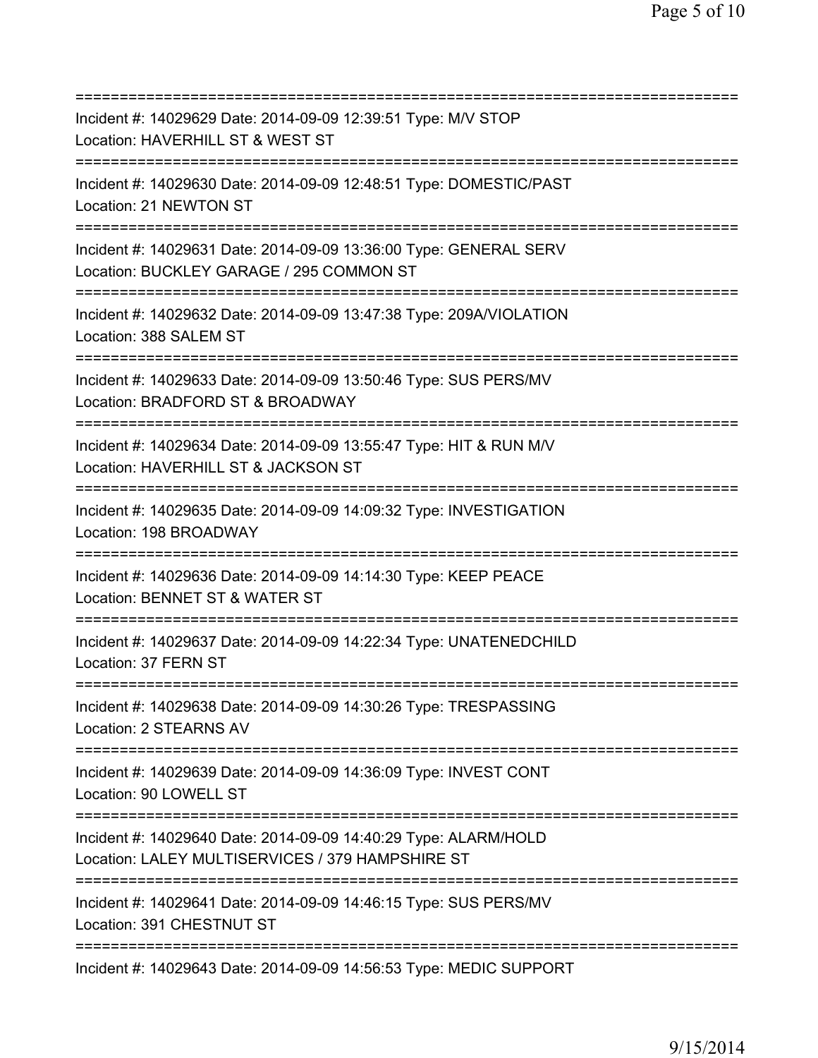===========================================================================
Incident #: 14029629 Date: 2014-09-09 12:39:51 Type: M/V STOP
Location: HAVERHILL ST & WEST ST
===========================================================================
Incident #: 14029630 Date: 2014-09-09 12:48:51 Type: DOMESTIC/PAST
Location: 21 NEWTON ST
===========================================================================
Incident #: 14029631 Date: 2014-09-09 13:36:00 Type: GENERAL SERV
Location: BUCKLEY GARAGE / 295 COMMON ST
===========================================================================
Incident #: 14029632 Date: 2014-09-09 13:47:38 Type: 209A/VIOLATION
Location: 388 SALEM ST
===========================================================================
Incident #: 14029633 Date: 2014-09-09 13:50:46 Type: SUS PERS/MV
Location: BRADFORD ST & BROADWAY
===========================================================================
Incident #: 14029634 Date: 2014-09-09 13:55:47 Type: HIT & RUN M/V
Location: HAVERHILL ST & JACKSON ST
===========================================================================
Incident #: 14029635 Date: 2014-09-09 14:09:32 Type: INVESTIGATION
Location: 198 BROADWAY
===========================================================================
Incident #: 14029636 Date: 2014-09-09 14:14:30 Type: KEEP PEACE
Location: BENNET ST & WATER ST
===========================================================================
Incident #: 14029637 Date: 2014-09-09 14:22:34 Type: UNATENEDCHILD
Location: 37 FERN ST
===========================================================================
Incident #: 14029638 Date: 2014-09-09 14:30:26 Type: TRESPASSING
Location: 2 STEARNS AV
===========================================================================
Incident #: 14029639 Date: 2014-09-09 14:36:09 Type: INVEST CONT
Location: 90 LOWELL ST
===========================================================================
Incident #: 14029640 Date: 2014-09-09 14:40:29 Type: ALARM/HOLD
Location: LALEY MULTISERVICES / 379 HAMPSHIRE ST
===========================================================================
Incident #: 14029641 Date: 2014-09-09 14:46:15 Type: SUS PERS/MV
Location: 391 CHESTNUT ST
===========================================================================
Incident #: 14029643 Date: 2014-09-09 14:56:53 Type: MEDIC SUPPORT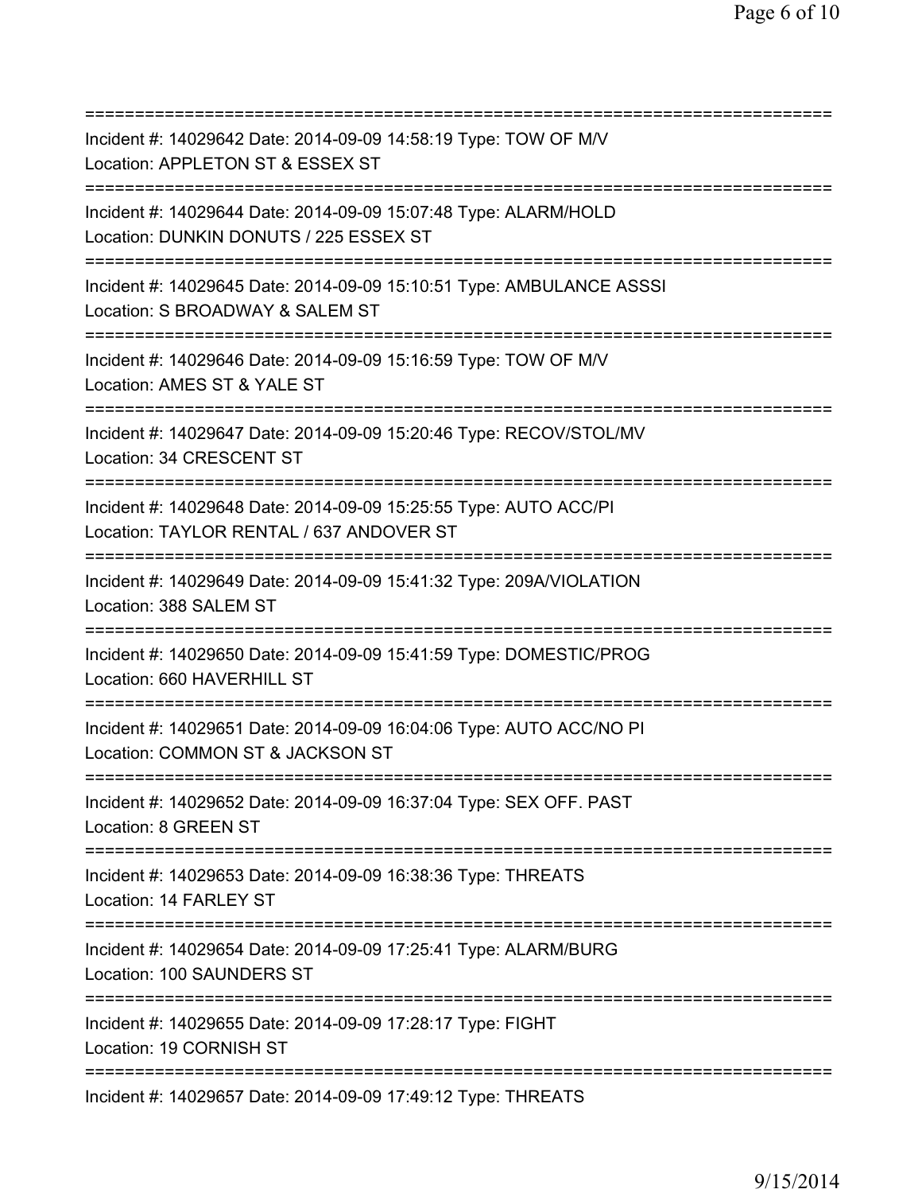===========================================================================

Incident #: 14029642 Date: 2014-09-09 14:58:19 Type: TOW OF M/V

Location: APPLETON ST & ESSEX ST

===========================================================================

Incident #: 14029644 Date: 2014-09-09 15:07:48 Type: ALARM/HOLD

Location: DUNKIN DONUTS / 225 ESSEX ST

===========================================================================

Incident #: 14029645 Date: 2014-09-09 15:10:51 Type: AMBULANCE ASSSI

Location: S BROADWAY & SALEM ST

===========================================================================

Incident #: 14029646 Date: 2014-09-09 15:16:59 Type: TOW OF M/V

Location: AMES ST & YALE ST

===========================================================================

Incident #: 14029647 Date: 2014-09-09 15:20:46 Type: RECOV/STOL/MV

Location: 34 CRESCENT ST

===========================================================================

Incident #: 14029648 Date: 2014-09-09 15:25:55 Type: AUTO ACC/PI

Location: TAYLOR RENTAL / 637 ANDOVER ST

===========================================================================

Incident #: 14029649 Date: 2014-09-09 15:41:32 Type: 209A/VIOLATION

Location: 388 SALEM ST

===========================================================================

Incident #: 14029650 Date: 2014-09-09 15:41:59 Type: DOMESTIC/PROG

Location: 660 HAVERHILL ST

===========================================================================

Incident #: 14029651 Date: 2014-09-09 16:04:06 Type: AUTO ACC/NO PI

Location: COMMON ST & JACKSON ST

===========================================================================

Incident #: 14029652 Date: 2014-09-09 16:37:04 Type: SEX OFF. PAST

Location: 8 GREEN ST

===========================================================================

Incident #: 14029653 Date: 2014-09-09 16:38:36 Type: THREATS

Location: 14 FARLEY ST

===========================================================================

Incident #: 14029654 Date: 2014-09-09 17:25:41 Type: ALARM/BURG

Location: 100 SAUNDERS ST

===========================================================================

Incident #: 14029655 Date: 2014-09-09 17:28:17 Type: FIGHT

Location: 19 CORNISH ST

===========================================================================

Incident #: 14029657 Date: 2014-09-09 17:49:12 Type: THREATS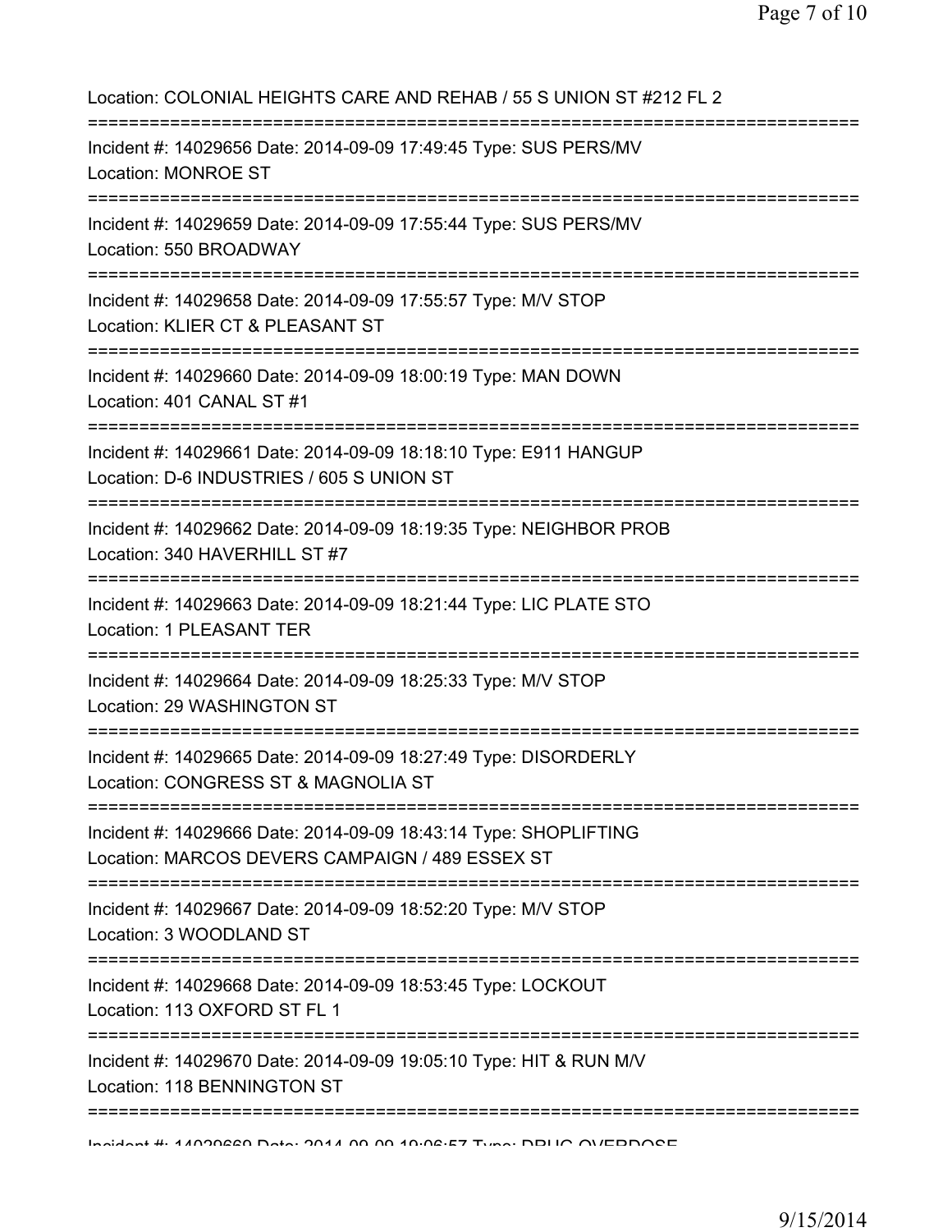Location: COLONIAL HEIGHTS CARE AND REHAB / 55 S UNION ST #212 FL 2

===========================================================================

Incident #: 14029656 Date: 2014-09-09 17:49:45 Type: SUS PERS/MV
Location: MONROE ST

===========================================================================

Incident #: 14029659 Date: 2014-09-09 17:55:44 Type: SUS PERS/MV
Location: 550 BROADWAY

===========================================================================

Incident #: 14029658 Date: 2014-09-09 17:55:57 Type: M/V STOP
Location: KLIER CT & PLEASANT ST

===========================================================================

Incident #: 14029660 Date: 2014-09-09 18:00:19 Type: MAN DOWN
Location: 401 CANAL ST #1

===========================================================================

Incident #: 14029661 Date: 2014-09-09 18:18:10 Type: E911 HANGUP
Location: D-6 INDUSTRIES / 605 S UNION ST

===========================================================================

Incident #: 14029662 Date: 2014-09-09 18:19:35 Type: NEIGHBOR PROB
Location: 340 HAVERHILL ST #7

===========================================================================

Incident #: 14029663 Date: 2014-09-09 18:21:44 Type: LIC PLATE STO
Location: 1 PLEASANT TER

===========================================================================

Incident #: 14029664 Date: 2014-09-09 18:25:33 Type: M/V STOP
Location: 29 WASHINGTON ST

===========================================================================

Incident #: 14029665 Date: 2014-09-09 18:27:49 Type: DISORDERLY
Location: CONGRESS ST & MAGNOLIA ST

===========================================================================

Incident #: 14029666 Date: 2014-09-09 18:43:14 Type: SHOPLIFTING
Location: MARCOS DEVERS CAMPAIGN / 489 ESSEX ST

===========================================================================

Incident #: 14029667 Date: 2014-09-09 18:52:20 Type: M/V STOP
Location: 3 WOODLAND ST

===========================================================================

Incident #: 14029668 Date: 2014-09-09 18:53:45 Type: LOCKOUT
Location: 113 OXFORD ST FL 1

===========================================================================

Incident #: 14029670 Date: 2014-09-09 19:05:10 Type: HIT & RUN M/V
Location: 118 BENNINGTON ST

===========================================================================

Incident #: 14029669 Date: 2014-09-09 19:06:57 Type: DRUG OVERDOSE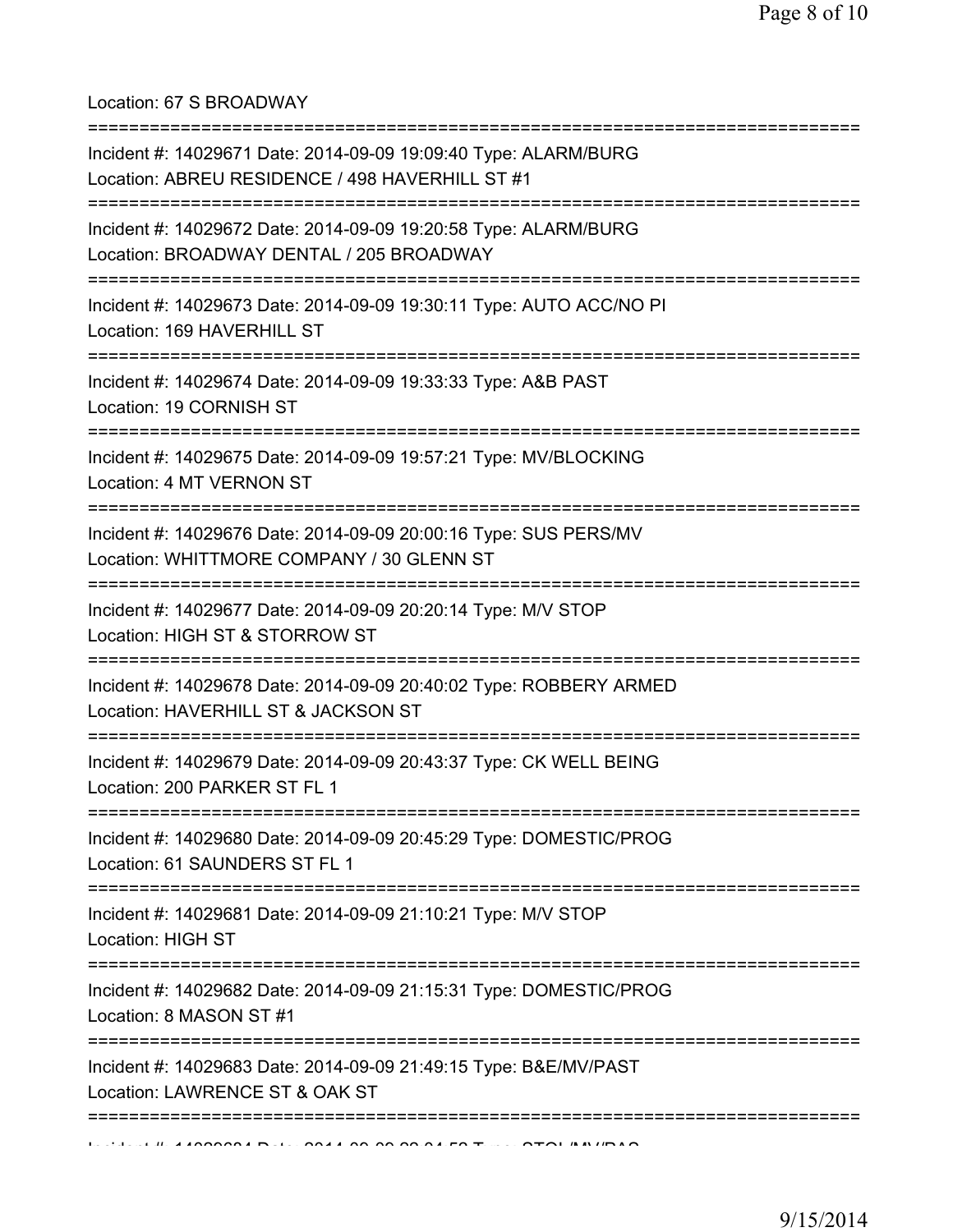Location: 67 S BROADWAY

===========================================================================

Incident #: 14029671 Date: 2014-09-09 19:09:40 Type: ALARM/BURG
Location: ABREU RESIDENCE / 498 HAVERHILL ST #1

===========================================================================

Incident #: 14029672 Date: 2014-09-09 19:20:58 Type: ALARM/BURG
Location: BROADWAY DENTAL / 205 BROADWAY

===========================================================================

Incident #: 14029673 Date: 2014-09-09 19:30:11 Type: AUTO ACC/NO PI
Location: 169 HAVERHILL ST

===========================================================================

Incident #: 14029674 Date: 2014-09-09 19:33:33 Type: A&B PAST
Location: 19 CORNISH ST

===========================================================================

Incident #: 14029675 Date: 2014-09-09 19:57:21 Type: MV/BLOCKING
Location: 4 MT VERNON ST

===========================================================================

Incident #: 14029676 Date: 2014-09-09 20:00:16 Type: SUS PERS/MV
Location: WHITTMORE COMPANY / 30 GLENN ST

===========================================================================

Incident #: 14029677 Date: 2014-09-09 20:20:14 Type: M/V STOP
Location: HIGH ST & STORROW ST

===========================================================================

Incident #: 14029678 Date: 2014-09-09 20:40:02 Type: ROBBERY ARMED
Location: HAVERHILL ST & JACKSON ST

===========================================================================

Incident #: 14029679 Date: 2014-09-09 20:43:37 Type: CK WELL BEING
Location: 200 PARKER ST FL 1

===========================================================================

Incident #: 14029680 Date: 2014-09-09 20:45:29 Type: DOMESTIC/PROG
Location: 61 SAUNDERS ST FL 1

===========================================================================

Incident #: 14029681 Date: 2014-09-09 21:10:21 Type: M/V STOP
Location: HIGH ST

===========================================================================

Incident #: 14029682 Date: 2014-09-09 21:15:31 Type: DOMESTIC/PROG
Location: 8 MASON ST #1

===========================================================================

Incident #: 14029683 Date: 2014-09-09 21:49:15 Type: B&E/MV/PAST
Location: LAWRENCE ST & OAK ST

===========================================================================

Incident #: 14029684 Date: 2014-09-09 22:04:53 Type: STOL/MV/PAS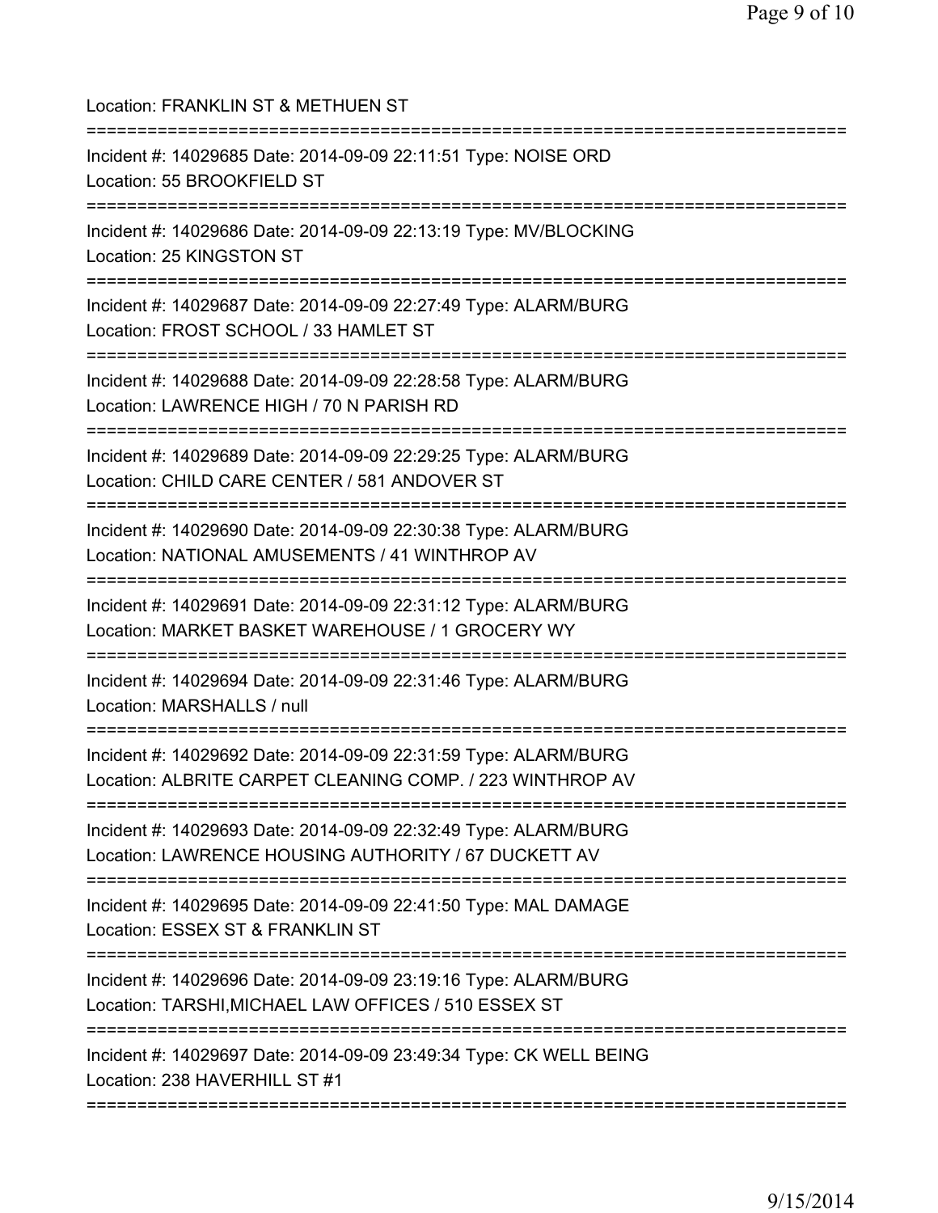Location: FRANKLIN ST & METHUEN ST

===========================================================================

Incident #: 14029685 Date: 2014-09-09 22:11:51 Type: NOISE ORD
Location: 55 BROOKFIELD ST

===========================================================================

Incident #: 14029686 Date: 2014-09-09 22:13:19 Type: MV/BLOCKING
Location: 25 KINGSTON ST

===========================================================================

Incident #: 14029687 Date: 2014-09-09 22:27:49 Type: ALARM/BURG
Location: FROST SCHOOL / 33 HAMLET ST

===========================================================================

Incident #: 14029688 Date: 2014-09-09 22:28:58 Type: ALARM/BURG
Location: LAWRENCE HIGH / 70 N PARISH RD

===========================================================================

Incident #: 14029689 Date: 2014-09-09 22:29:25 Type: ALARM/BURG
Location: CHILD CARE CENTER / 581 ANDOVER ST

===========================================================================

Incident #: 14029690 Date: 2014-09-09 22:30:38 Type: ALARM/BURG
Location: NATIONAL AMUSEMENTS / 41 WINTHROP AV

===========================================================================

Incident #: 14029691 Date: 2014-09-09 22:31:12 Type: ALARM/BURG
Location: MARKET BASKET WAREHOUSE / 1 GROCERY WY

===========================================================================

Incident #: 14029694 Date: 2014-09-09 22:31:46 Type: ALARM/BURG
Location: MARSHALLS / null

===========================================================================

Incident #: 14029692 Date: 2014-09-09 22:31:59 Type: ALARM/BURG
Location: ALBRITE CARPET CLEANING COMP. / 223 WINTHROP AV

===========================================================================

Incident #: 14029693 Date: 2014-09-09 22:32:49 Type: ALARM/BURG
Location: LAWRENCE HOUSING AUTHORITY / 67 DUCKETT AV

===========================================================================

Incident #: 14029695 Date: 2014-09-09 22:41:50 Type: MAL DAMAGE
Location: ESSEX ST & FRANKLIN ST

===========================================================================

Incident #: 14029696 Date: 2014-09-09 23:19:16 Type: ALARM/BURG
Location: TARSHI,MICHAEL LAW OFFICES / 510 ESSEX ST

===========================================================================

Incident #: 14029697 Date: 2014-09-09 23:49:34 Type: CK WELL BEING
Location: 238 HAVERHILL ST #1

===========================================================================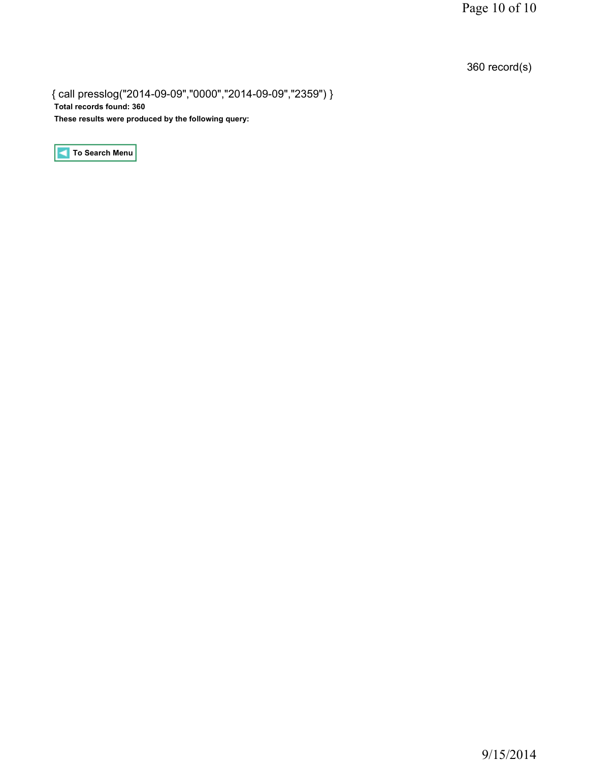360 record(s)

{ call presslog("2014-09-09","0000","2014-09-09","2359") }

**Total records found: 360**

**These results were produced by the following query:**

**To Search Menu**